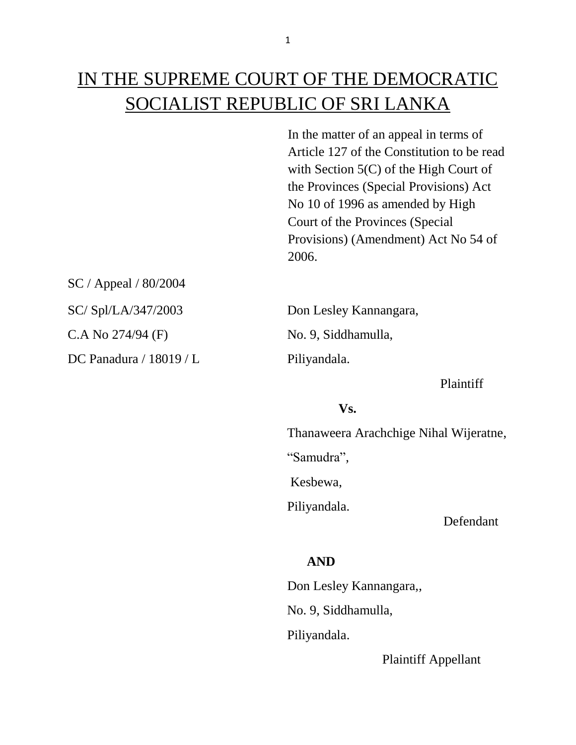# IN THE SUPREME COURT OF THE DEMOCRATIC SOCIALIST REPUBLIC OF SRI LANKA

In the matter of an appeal in terms of Article 127 of the Constitution to be read with Section 5(C) of the High Court of the Provinces (Special Provisions) Act No 10 of 1996 as amended by High Court of the Provinces (Special Provisions) (Amendment) Act No 54 of 2006.

SC / Appeal / 80/2004

SC/ Spl/LA/347/2003

C.A No 274/94 (F)

DC Panadura / 18019 / L

Don Lesley Kannangara,
No. 9, Siddhamulla,
Piliyandala.

Plaintiff

**Vs.**

Thanaweera Arachchige Nihal Wijeratne,
"Samudra",
Kesbewa,
Piliyandala.

Defendant

**AND**

Don Lesley Kannangara,,
No. 9, Siddhamulla,
Piliyandala.

Plaintiff Appellant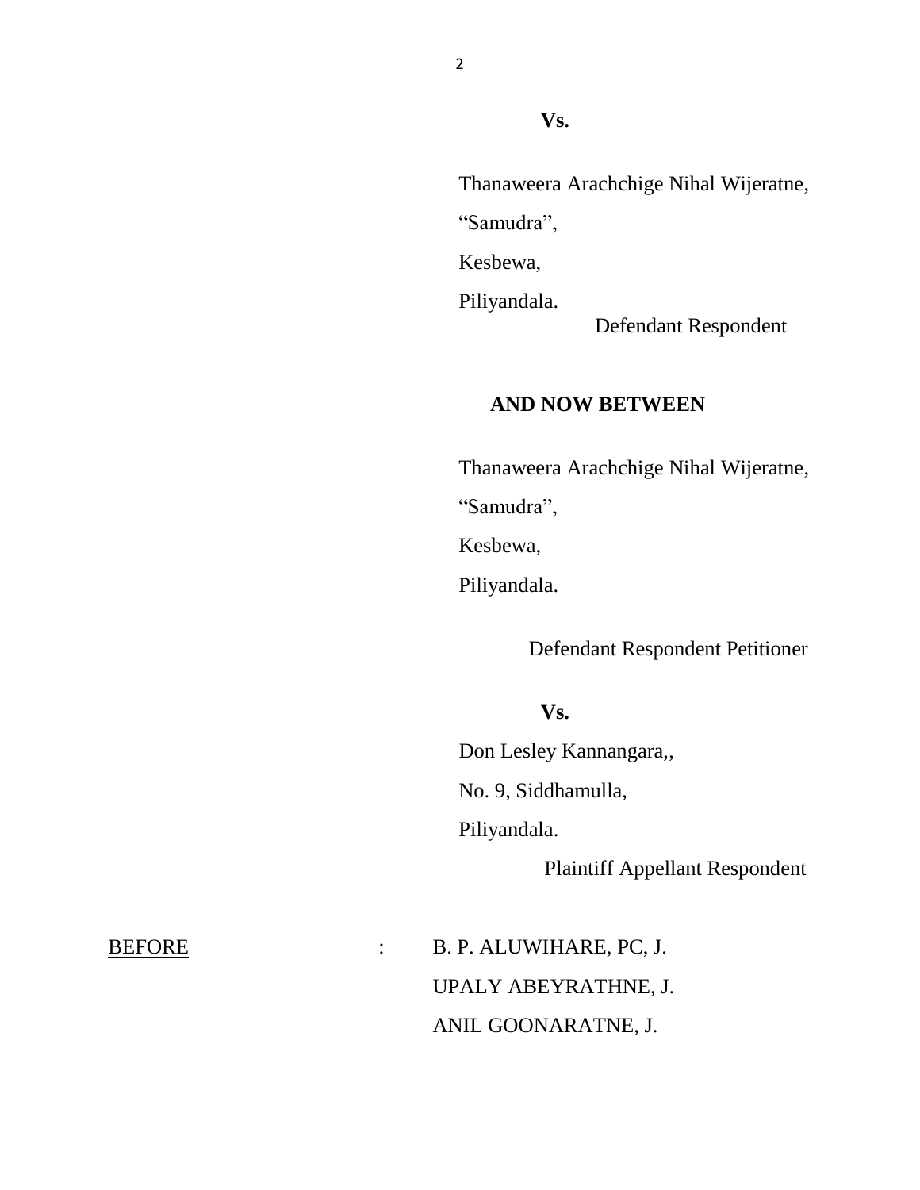**Vs.**

Thanaweera Arachchige Nihal Wijeratne,

"Samudra",

Kesbewa,

Piliyandala.

Defendant Respondent

**AND NOW BETWEEN**

Thanaweera Arachchige Nihal Wijeratne,

"Samudra",

Kesbewa,

Piliyandala.

Defendant Respondent Petitioner

**Vs.**

Don Lesley Kannangara,,

No. 9, Siddhamulla,

Piliyandala.

Plaintiff Appellant Respondent

BEFORE : B. P. ALUWIHARE, PC, J.

UPALY ABEYRATHNE, J.

ANIL GOONARATNE, J.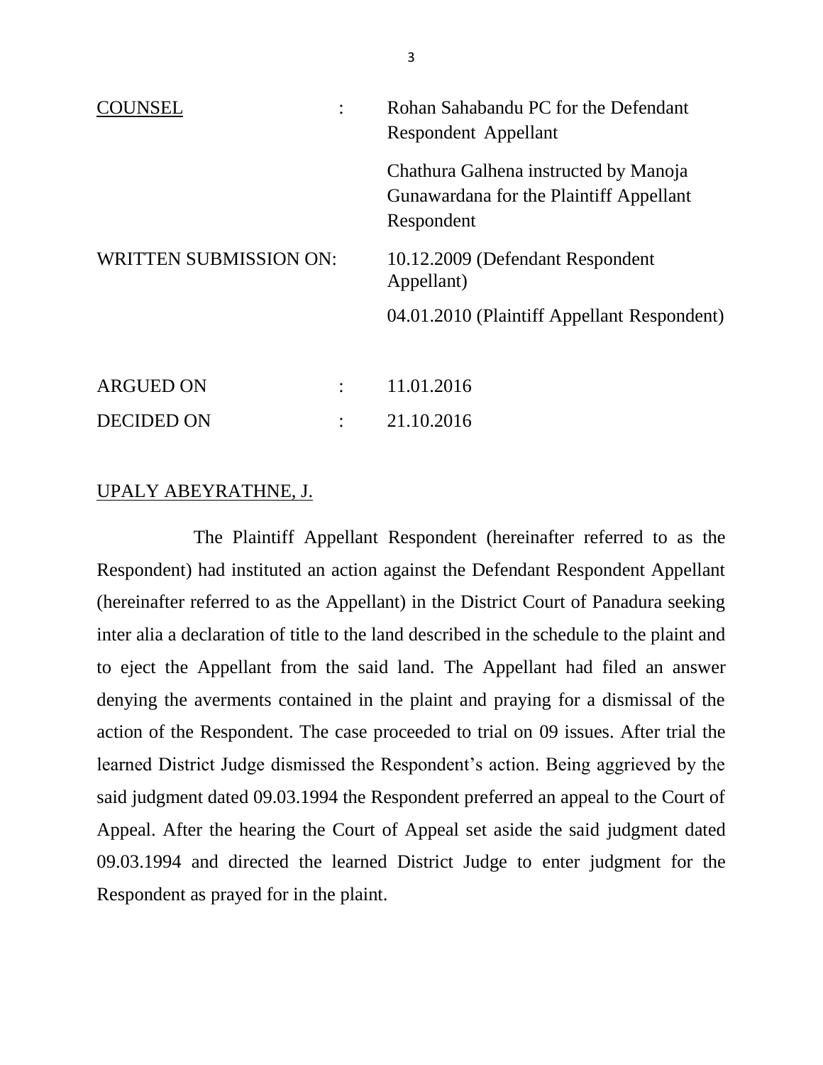| | | |
|---|---|---|
| <u>COUNSEL</u> | : | Rohan Sahabandu PC for the Defendant Respondent Appellant |
| | | Chathura Galhena instructed by Manoja Gunawardana for the Plaintiff Appellant Respondent |
| WRITTEN SUBMISSION ON: | | 10.12.2009 (Defendant Respondent Appellant) |
| | | 04.01.2010 (Plaintiff Appellant Respondent) |
| ARGUED ON | : | 11.01.2016 |
| DECIDED ON | : | 21.10.2016 |

<u>UPALY ABEYRATHNE, J.</u>

The Plaintiff Appellant Respondent (hereinafter referred to as the Respondent) had instituted an action against the Defendant Respondent Appellant (hereinafter referred to as the Appellant) in the District Court of Panadura seeking inter alia a declaration of title to the land described in the schedule to the plaint and to eject the Appellant from the said land. The Appellant had filed an answer denying the averments contained in the plaint and praying for a dismissal of the action of the Respondent. The case proceeded to trial on 09 issues. After trial the learned District Judge dismissed the Respondent's action. Being aggrieved by the said judgment dated 09.03.1994 the Respondent preferred an appeal to the Court of Appeal. After the hearing the Court of Appeal set aside the said judgment dated 09.03.1994 and directed the learned District Judge to enter judgment for the Respondent as prayed for in the plaint.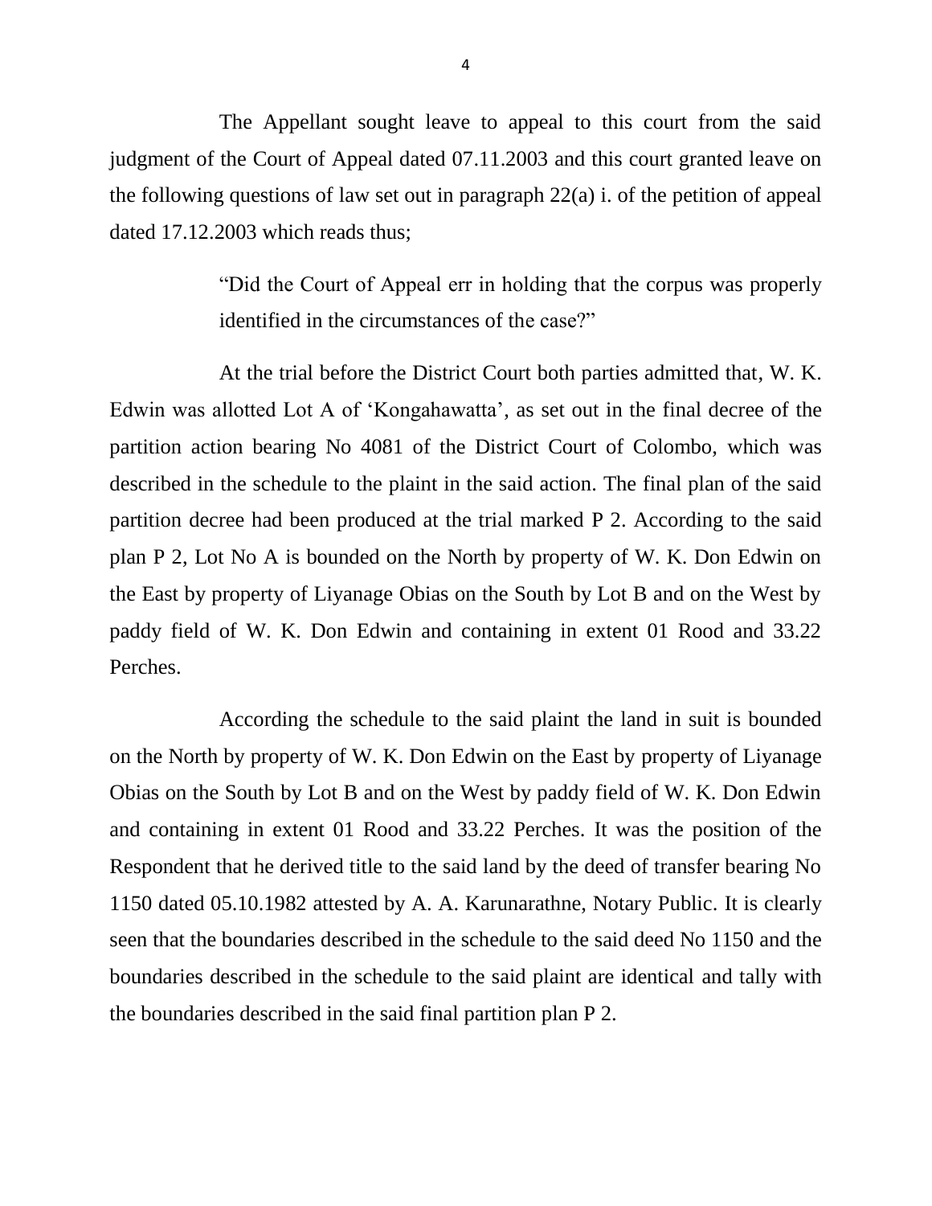The Appellant sought leave to appeal to this court from the said judgment of the Court of Appeal dated 07.11.2003 and this court granted leave on the following questions of law set out in paragraph 22(a) i. of the petition of appeal dated 17.12.2003 which reads thus;

> "Did the Court of Appeal err in holding that the corpus was properly identified in the circumstances of the case?"

At the trial before the District Court both parties admitted that, W. K. Edwin was allotted Lot A of 'Kongahawatta', as set out in the final decree of the partition action bearing No 4081 of the District Court of Colombo, which was described in the schedule to the plaint in the said action. The final plan of the said partition decree had been produced at the trial marked P 2. According to the said plan P 2, Lot No A is bounded on the North by property of W. K. Don Edwin on the East by property of Liyanage Obias on the South by Lot B and on the West by paddy field of W. K. Don Edwin and containing in extent 01 Rood and 33.22 Perches.

According the schedule to the said plaint the land in suit is bounded on the North by property of W. K. Don Edwin on the East by property of Liyanage Obias on the South by Lot B and on the West by paddy field of W. K. Don Edwin and containing in extent 01 Rood and 33.22 Perches. It was the position of the Respondent that he derived title to the said land by the deed of transfer bearing No 1150 dated 05.10.1982 attested by A. A. Karunarathne, Notary Public. It is clearly seen that the boundaries described in the schedule to the said deed No 1150 and the boundaries described in the schedule to the said plaint are identical and tally with the boundaries described in the said final partition plan P 2.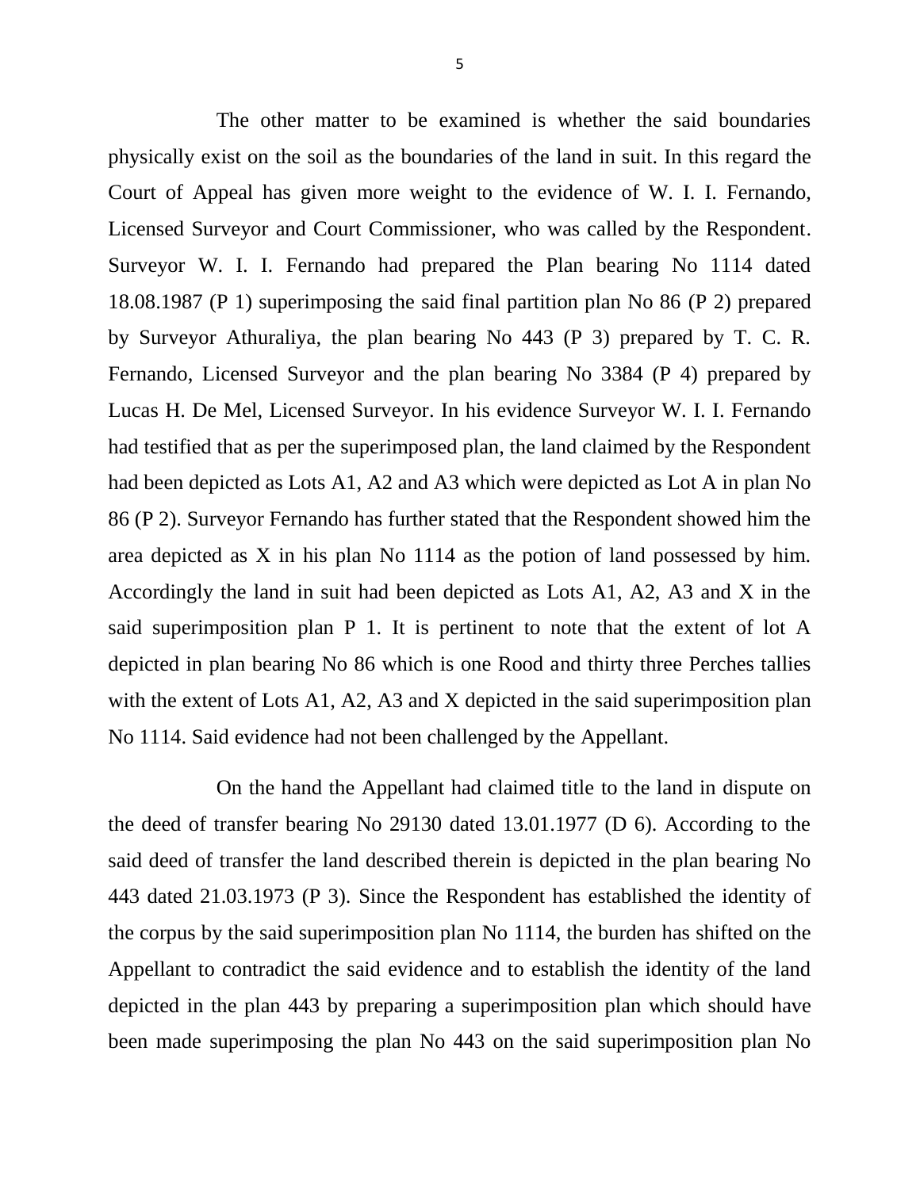The other matter to be examined is whether the said boundaries physically exist on the soil as the boundaries of the land in suit. In this regard the Court of Appeal has given more weight to the evidence of W. I. I. Fernando, Licensed Surveyor and Court Commissioner, who was called by the Respondent. Surveyor W. I. I. Fernando had prepared the Plan bearing No 1114 dated 18.08.1987 (P 1) superimposing the said final partition plan No 86 (P 2) prepared by Surveyor Athuraliya, the plan bearing No 443 (P 3) prepared by T. C. R. Fernando, Licensed Surveyor and the plan bearing No 3384 (P 4) prepared by Lucas H. De Mel, Licensed Surveyor. In his evidence Surveyor W. I. I. Fernando had testified that as per the superimposed plan, the land claimed by the Respondent had been depicted as Lots A1, A2 and A3 which were depicted as Lot A in plan No 86 (P 2). Surveyor Fernando has further stated that the Respondent showed him the area depicted as X in his plan No 1114 as the potion of land possessed by him. Accordingly the land in suit had been depicted as Lots A1, A2, A3 and X in the said superimposition plan P 1. It is pertinent to note that the extent of lot A depicted in plan bearing No 86 which is one Rood and thirty three Perches tallies with the extent of Lots A1, A2, A3 and X depicted in the said superimposition plan No 1114. Said evidence had not been challenged by the Appellant.

On the hand the Appellant had claimed title to the land in dispute on the deed of transfer bearing No 29130 dated 13.01.1977 (D 6). According to the said deed of transfer the land described therein is depicted in the plan bearing No 443 dated 21.03.1973 (P 3). Since the Respondent has established the identity of the corpus by the said superimposition plan No 1114, the burden has shifted on the Appellant to contradict the said evidence and to establish the identity of the land depicted in the plan 443 by preparing a superimposition plan which should have been made superimposing the plan No 443 on the said superimposition plan No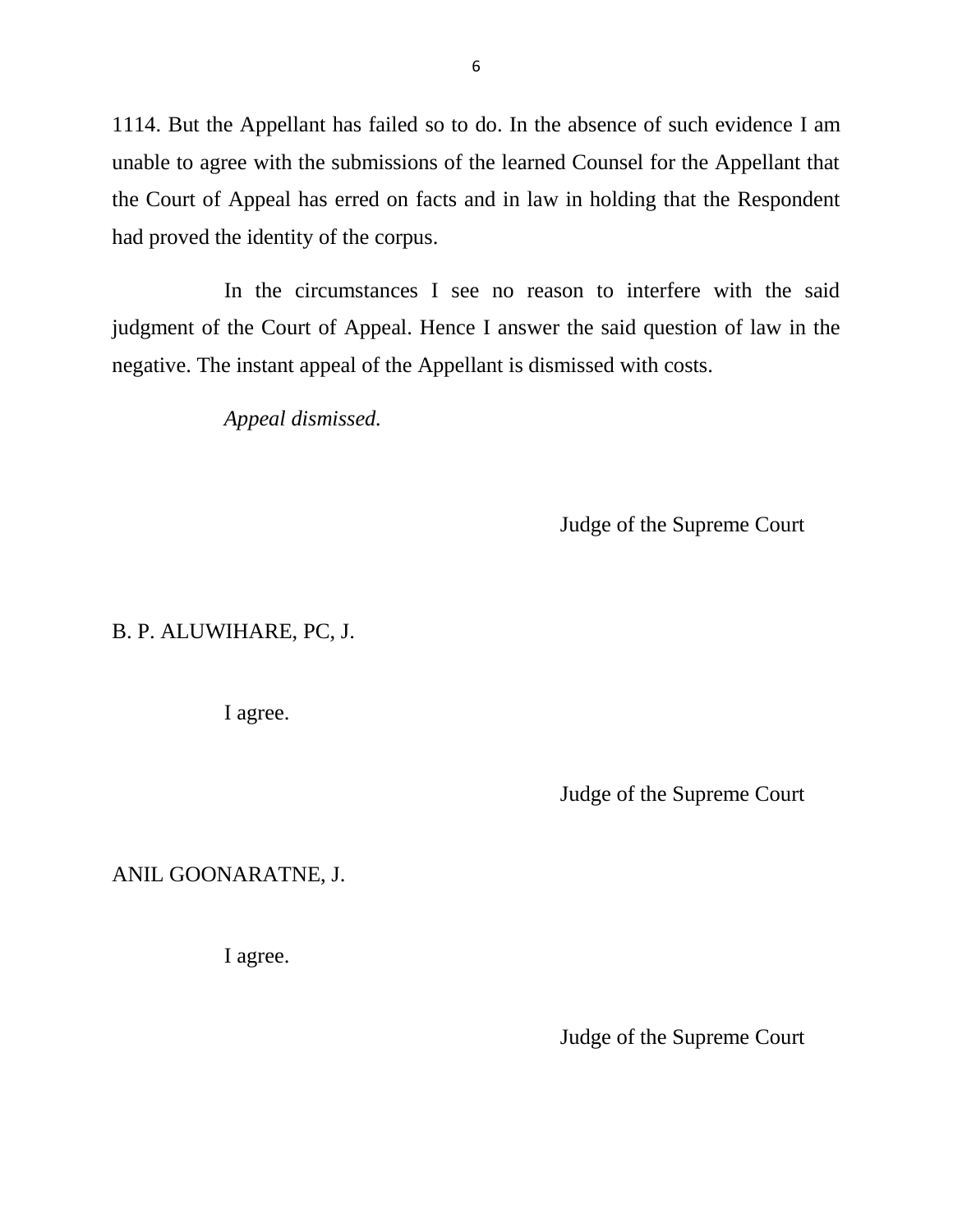1114. But the Appellant has failed so to do. In the absence of such evidence I am unable to agree with the submissions of the learned Counsel for the Appellant that the Court of Appeal has erred on facts and in law in holding that the Respondent had proved the identity of the corpus.

In the circumstances I see no reason to interfere with the said judgment of the Court of Appeal. Hence I answer the said question of law in the negative. The instant appeal of the Appellant is dismissed with costs.

*Appeal dismissed.*

Judge of the Supreme Court

B. P. ALUWIHARE, PC, J.

I agree.

Judge of the Supreme Court

ANIL GOONARATNE, J.

I agree.

Judge of the Supreme Court